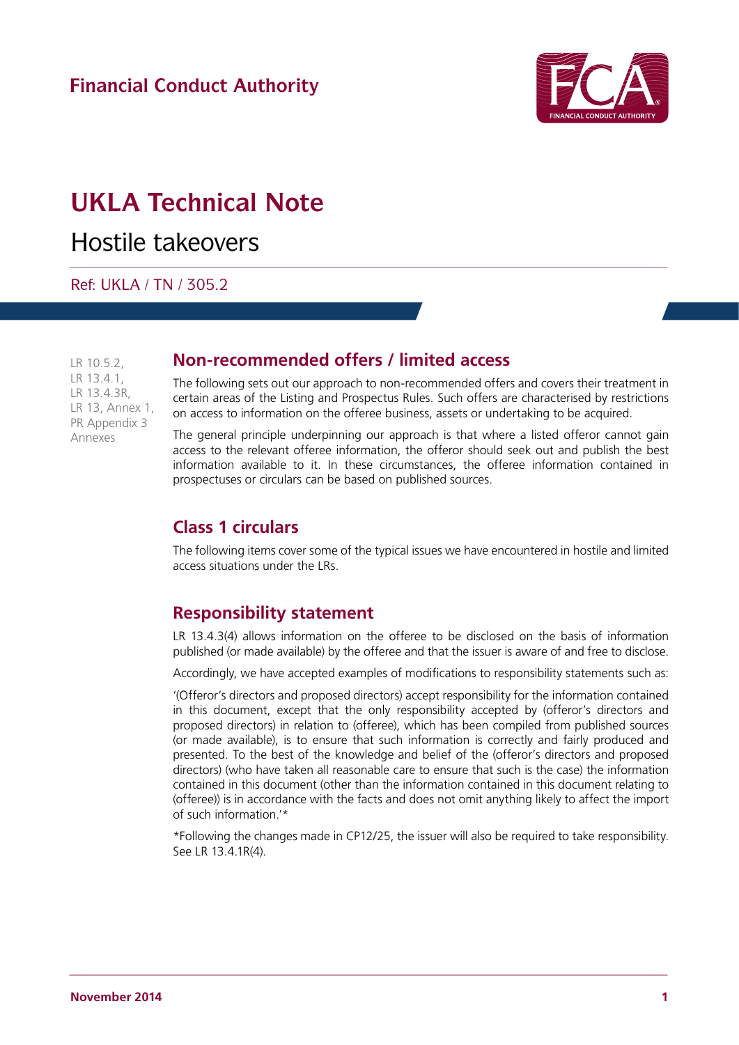Financial Conduct Authority

# UKLA Technical Note

Hostile takeovers

Ref: UKLA / TN / 305.2

LR 10.5.2,
LR 13.4.1,
LR 13.4.3R,
LR 13, Annex 1,
PR Appendix 3 Annexes

## Non-recommended offers / limited access

The following sets out our approach to non-recommended offers and covers their treatment in certain areas of the Listing and Prospectus Rules. Such offers are characterised by restrictions on access to information on the offeree business, assets or undertaking to be acquired.

The general principle underpinning our approach is that where a listed offeror cannot gain access to the relevant offeree information, the offeror should seek out and publish the best information available to it. In these circumstances, the offeree information contained in prospectuses or circulars can be based on published sources.

## Class 1 circulars

The following items cover some of the typical issues we have encountered in hostile and limited access situations under the LRs.

## Responsibility statement

LR 13.4.3(4) allows information on the offeree to be disclosed on the basis of information published (or made available) by the offeree and that the issuer is aware of and free to disclose.

Accordingly, we have accepted examples of modifications to responsibility statements such as:

'(Offeror's directors and proposed directors) accept responsibility for the information contained in this document, except that the only responsibility accepted by (offeror's directors and proposed directors) in relation to (offeree), which has been compiled from published sources (or made available), is to ensure that such information is correctly and fairly produced and presented. To the best of the knowledge and belief of the (offeror's directors and proposed directors) (who have taken all reasonable care to ensure that such is the case) the information contained in this document (other than the information contained in this document relating to (offeree)) is in accordance with the facts and does not omit anything likely to affect the import of such information.'*

*Following the changes made in CP12/25, the issuer will also be required to take responsibility. See LR 13.4.1R(4).

November 2014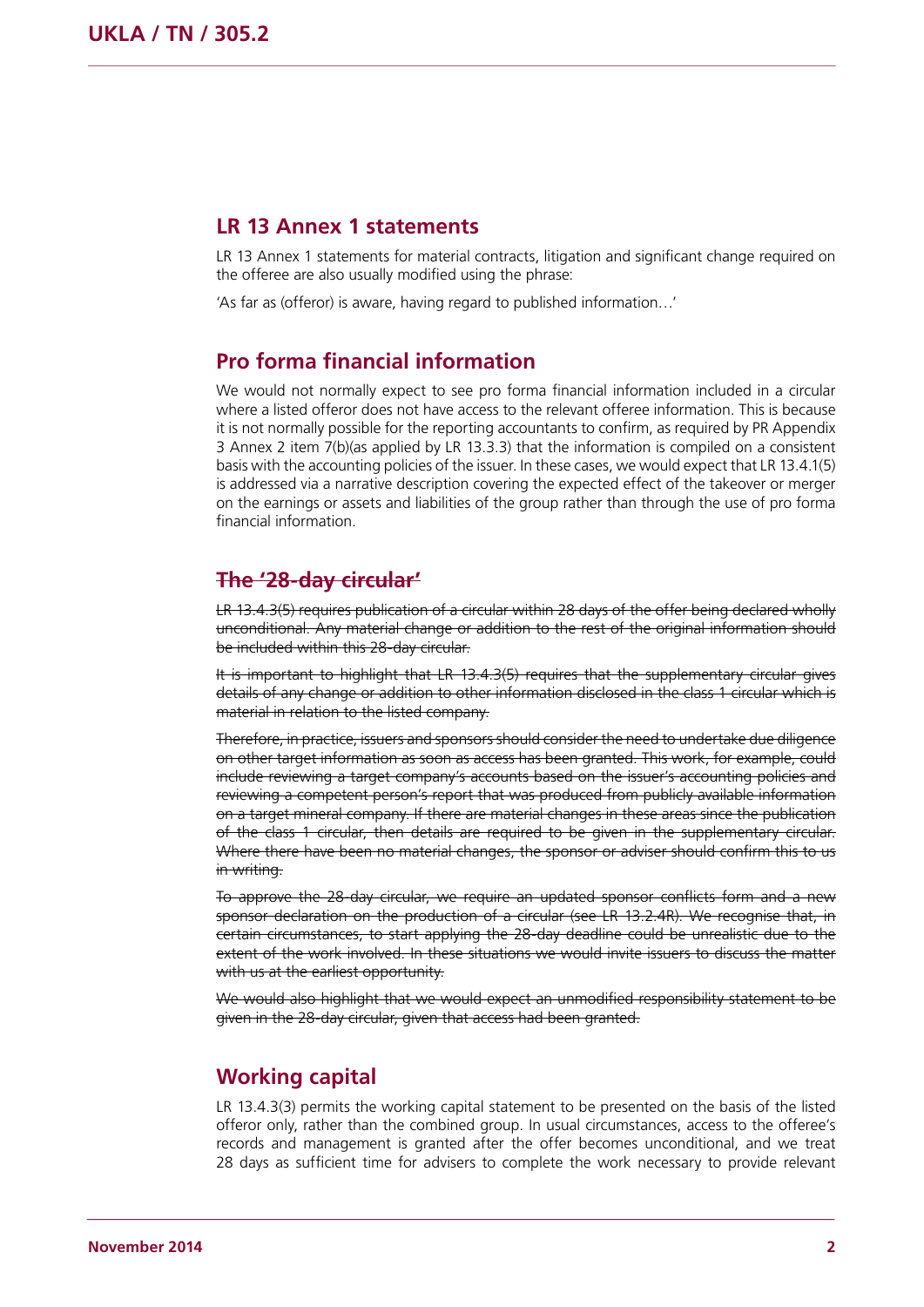## LR 13 Annex 1 statements

LR 13 Annex 1 statements for material contracts, litigation and significant change required on the offeree are also usually modified using the phrase:

'As far as (offeror) is aware, having regard to published information…'

## Pro forma financial information

We would not normally expect to see pro forma financial information included in a circular where a listed offeror does not have access to the relevant offeree information. This is because it is not normally possible for the reporting accountants to confirm, as required by PR Appendix 3 Annex 2 item 7(b)(as applied by LR 13.3.3) that the information is compiled on a consistent basis with the accounting policies of the issuer. In these cases, we would expect that LR 13.4.1(5) is addressed via a narrative description covering the expected effect of the takeover or merger on the earnings or assets and liabilities of the group rather than through the use of pro forma financial information.

## ~~The '28-day circular'~~

~~LR 13.4.3(5) requires publication of a circular within 28 days of the offer being declared wholly unconditional. Any material change or addition to the rest of the original information should be included within this 28-day circular.~~

~~It is important to highlight that LR 13.4.3(5) requires that the supplementary circular gives details of any change or addition to other information disclosed in the class 1 circular which is material in relation to the listed company.~~

~~Therefore, in practice, issuers and sponsors should consider the need to undertake due diligence on other target information as soon as access has been granted. This work, for example, could include reviewing a target company's accounts based on the issuer's accounting policies and reviewing a competent person's report that was produced from publicly available information on a target mineral company. If there are material changes in these areas since the publication of the class 1 circular, then details are required to be given in the supplementary circular. Where there have been no material changes, the sponsor or adviser should confirm this to us in writing.~~

~~To approve the 28-day circular, we require an updated sponsor conflicts form and a new sponsor declaration on the production of a circular (see LR 13.2.4R). We recognise that, in certain circumstances, to start applying the 28-day deadline could be unrealistic due to the extent of the work involved. In these situations we would invite issuers to discuss the matter with us at the earliest opportunity.~~

~~We would also highlight that we would expect an unmodified responsibility statement to be given in the 28-day circular, given that access had been granted.~~

## Working capital

LR 13.4.3(3) permits the working capital statement to be presented on the basis of the listed offeror only, rather than the combined group. In usual circumstances, access to the offeree's records and management is granted after the offer becomes unconditional, and we treat 28 days as sufficient time for advisers to complete the work necessary to provide relevant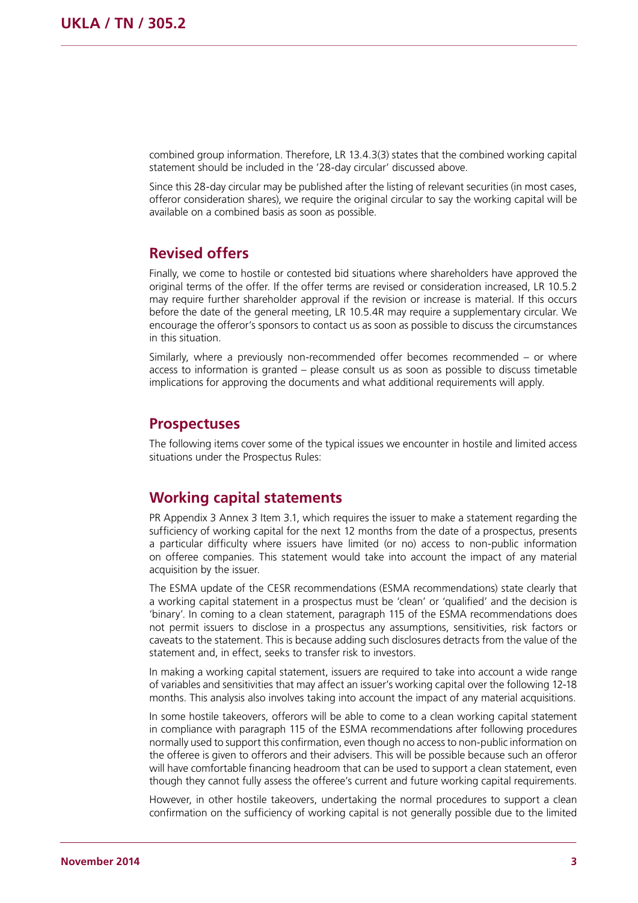combined group information. Therefore, LR 13.4.3(3) states that the combined working capital statement should be included in the '28-day circular' discussed above.

Since this 28-day circular may be published after the listing of relevant securities (in most cases, offeror consideration shares), we require the original circular to say the working capital will be available on a combined basis as soon as possible.

## Revised offers

Finally, we come to hostile or contested bid situations where shareholders have approved the original terms of the offer. If the offer terms are revised or consideration increased, LR 10.5.2 may require further shareholder approval if the revision or increase is material. If this occurs before the date of the general meeting, LR 10.5.4R may require a supplementary circular. We encourage the offeror's sponsors to contact us as soon as possible to discuss the circumstances in this situation.

Similarly, where a previously non-recommended offer becomes recommended – or where access to information is granted – please consult us as soon as possible to discuss timetable implications for approving the documents and what additional requirements will apply.

## Prospectuses

The following items cover some of the typical issues we encounter in hostile and limited access situations under the Prospectus Rules:

## Working capital statements

PR Appendix 3 Annex 3 Item 3.1, which requires the issuer to make a statement regarding the sufficiency of working capital for the next 12 months from the date of a prospectus, presents a particular difficulty where issuers have limited (or no) access to non-public information on offeree companies. This statement would take into account the impact of any material acquisition by the issuer.

The ESMA update of the CESR recommendations (ESMA recommendations) state clearly that a working capital statement in a prospectus must be 'clean' or 'qualified' and the decision is 'binary'. In coming to a clean statement, paragraph 115 of the ESMA recommendations does not permit issuers to disclose in a prospectus any assumptions, sensitivities, risk factors or caveats to the statement. This is because adding such disclosures detracts from the value of the statement and, in effect, seeks to transfer risk to investors.

In making a working capital statement, issuers are required to take into account a wide range of variables and sensitivities that may affect an issuer's working capital over the following 12-18 months. This analysis also involves taking into account the impact of any material acquisitions.

In some hostile takeovers, offerors will be able to come to a clean working capital statement in compliance with paragraph 115 of the ESMA recommendations after following procedures normally used to support this confirmation, even though no access to non-public information on the offeree is given to offerors and their advisers. This will be possible because such an offeror will have comfortable financing headroom that can be used to support a clean statement, even though they cannot fully assess the offeree's current and future working capital requirements.

However, in other hostile takeovers, undertaking the normal procedures to support a clean confirmation on the sufficiency of working capital is not generally possible due to the limited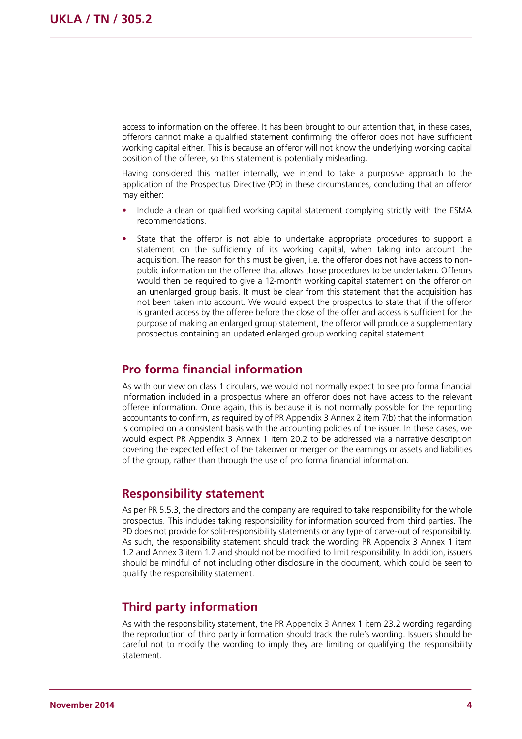access to information on the offeree. It has been brought to our attention that, in these cases, offerors cannot make a qualified statement confirming the offeror does not have sufficient working capital either. This is because an offeror will not know the underlying working capital position of the offeree, so this statement is potentially misleading.

Having considered this matter internally, we intend to take a purposive approach to the application of the Prospectus Directive (PD) in these circumstances, concluding that an offeror may either:

- Include a clean or qualified working capital statement complying strictly with the ESMA recommendations.
- State that the offeror is not able to undertake appropriate procedures to support a statement on the sufficiency of its working capital, when taking into account the acquisition. The reason for this must be given, i.e. the offeror does not have access to non-public information on the offeree that allows those procedures to be undertaken. Offerors would then be required to give a 12-month working capital statement on the offeror on an unenlarged group basis. It must be clear from this statement that the acquisition has not been taken into account. We would expect the prospectus to state that if the offeror is granted access by the offeree before the close of the offer and access is sufficient for the purpose of making an enlarged group statement, the offeror will produce a supplementary prospectus containing an updated enlarged group working capital statement.

## Pro forma financial information

As with our view on class 1 circulars, we would not normally expect to see pro forma financial information included in a prospectus where an offeror does not have access to the relevant offeree information. Once again, this is because it is not normally possible for the reporting accountants to confirm, as required by of PR Appendix 3 Annex 2 item 7(b) that the information is compiled on a consistent basis with the accounting policies of the issuer. In these cases, we would expect PR Appendix 3 Annex 1 item 20.2 to be addressed via a narrative description covering the expected effect of the takeover or merger on the earnings or assets and liabilities of the group, rather than through the use of pro forma financial information.

## Responsibility statement

As per PR 5.5.3, the directors and the company are required to take responsibility for the whole prospectus. This includes taking responsibility for information sourced from third parties. The PD does not provide for split-responsibility statements or any type of carve-out of responsibility. As such, the responsibility statement should track the wording PR Appendix 3 Annex 1 item 1.2 and Annex 3 item 1.2 and should not be modified to limit responsibility. In addition, issuers should be mindful of not including other disclosure in the document, which could be seen to qualify the responsibility statement.

## Third party information

As with the responsibility statement, the PR Appendix 3 Annex 1 item 23.2 wording regarding the reproduction of third party information should track the rule's wording. Issuers should be careful not to modify the wording to imply they are limiting or qualifying the responsibility statement.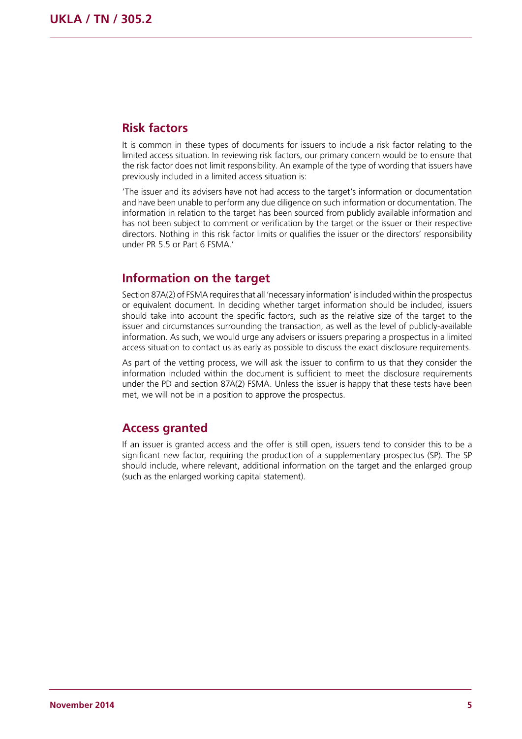## Risk factors

It is common in these types of documents for issuers to include a risk factor relating to the limited access situation. In reviewing risk factors, our primary concern would be to ensure that the risk factor does not limit responsibility. An example of the type of wording that issuers have previously included in a limited access situation is:

'The issuer and its advisers have not had access to the target's information or documentation and have been unable to perform any due diligence on such information or documentation. The information in relation to the target has been sourced from publicly available information and has not been subject to comment or verification by the target or the issuer or their respective directors. Nothing in this risk factor limits or qualifies the issuer or the directors' responsibility under PR 5.5 or Part 6 FSMA.'

## Information on the target

Section 87A(2) of FSMA requires that all 'necessary information' is included within the prospectus or equivalent document. In deciding whether target information should be included, issuers should take into account the specific factors, such as the relative size of the target to the issuer and circumstances surrounding the transaction, as well as the level of publicly-available information. As such, we would urge any advisers or issuers preparing a prospectus in a limited access situation to contact us as early as possible to discuss the exact disclosure requirements.

As part of the vetting process, we will ask the issuer to confirm to us that they consider the information included within the document is sufficient to meet the disclosure requirements under the PD and section 87A(2) FSMA. Unless the issuer is happy that these tests have been met, we will not be in a position to approve the prospectus.

## Access granted

If an issuer is granted access and the offer is still open, issuers tend to consider this to be a significant new factor, requiring the production of a supplementary prospectus (SP). The SP should include, where relevant, additional information on the target and the enlarged group (such as the enlarged working capital statement).